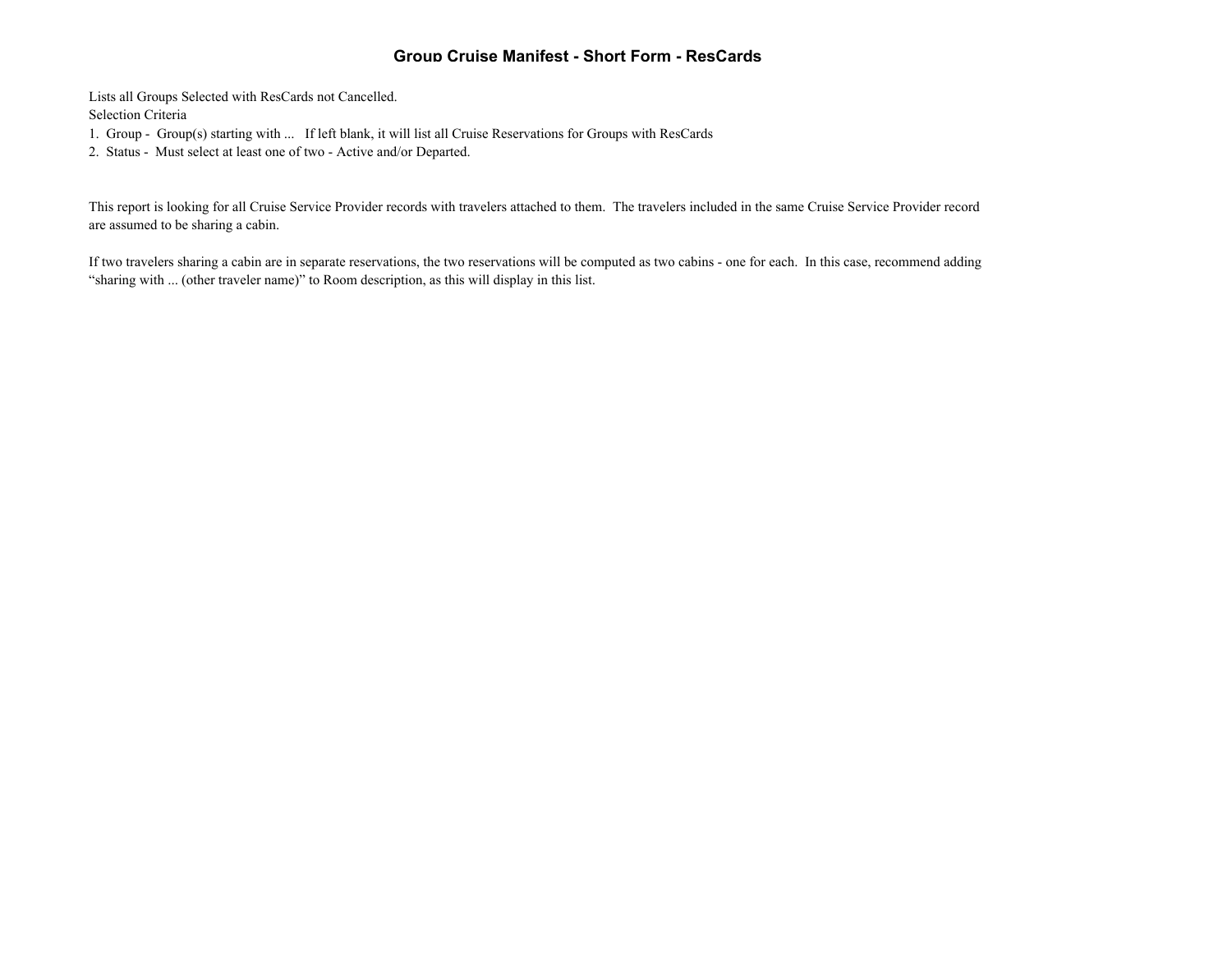# Group Cruise Manifest - Short Form - ResCards

Lists all Groups Selected with ResCards not Cancelled.
Selection Criteria
1. Group - Group(s) starting with ... If left blank, it will list all Cruise Reservations for Groups with ResCards
2. Status - Must select at least one of two - Active and/or Departed.

This report is looking for all Cruise Service Provider records with travelers attached to them. The travelers included in the same Cruise Service Provider record are assumed to be sharing a cabin.

If two travelers sharing a cabin are in separate reservations, the two reservations will be computed as two cabins - one for each. In this case, recommend adding "sharing with ... (other traveler name)" to Room description, as this will display in this list.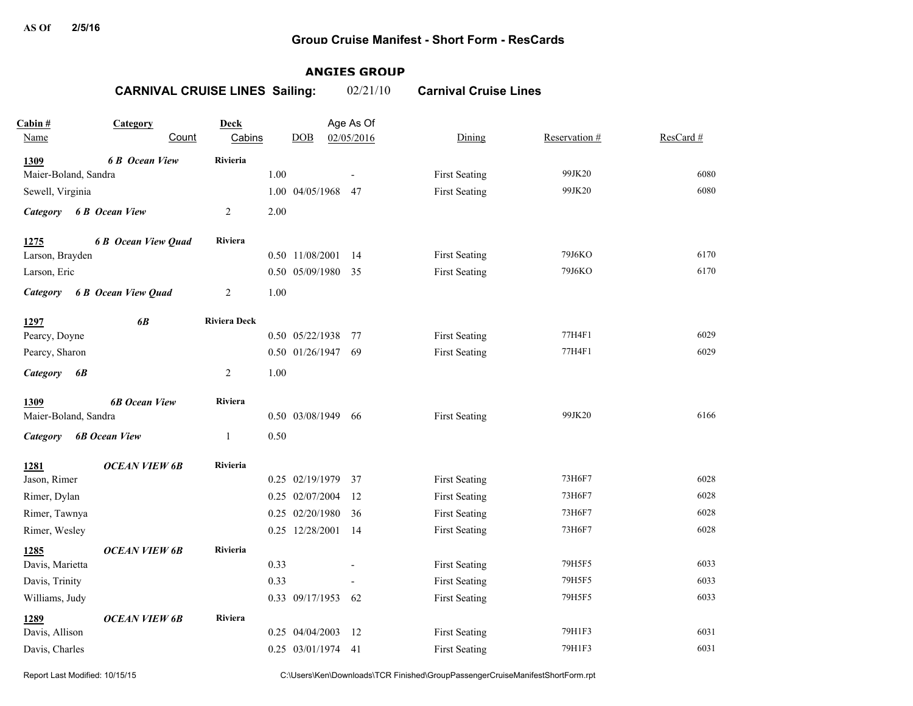AS Of 2/5/16

## Group Cruise Manifest - Short Form - ResCards

### ANGIES GROUP

### CARNIVAL CRUISE LINES Sailing: 02/21/10 Carnival Cruise Lines

| Cabin # / Name | Category / Count | Deck / Cabins | | DOB | Age As Of 02/05/2016 | Dining | Reservation # | ResCard # |
|---|---|---|---|---|---|---|---|---|
| **1309** | ***6 B Ocean View*** | **Rivieria** | | | | | | |
| Maier-Boland, Sandra | | | 1.00 | | - | First Seating | 99JK20 | 6080 |
| Sewell, Virginia | | | 1.00 | 04/05/1968 | 47 | First Seating | 99JK20 | 6080 |
| ***Category 6 B Ocean View*** | | 2 | 2.00 | | | | | |
| **1275** | ***6 B Ocean View Quad*** | **Riviera** | | | | | | |
| Larson, Brayden | | | 0.50 | 11/08/2001 | 14 | First Seating | 79J6KO | 6170 |
| Larson, Eric | | | 0.50 | 05/09/1980 | 35 | First Seating | 79J6KO | 6170 |
| ***Category 6 B Ocean View Quad*** | | 2 | 1.00 | | | | | |
| **1297** | ***6B*** | **Riviera Deck** | | | | | | |
| Pearcy, Doyne | | | 0.50 | 05/22/1938 | 77 | First Seating | 77H4F1 | 6029 |
| Pearcy, Sharon | | | 0.50 | 01/26/1947 | 69 | First Seating | 77H4F1 | 6029 |
| ***Category 6B*** | | 2 | 1.00 | | | | | |
| **1309** | ***6B Ocean View*** | **Riviera** | | | | | | |
| Maier-Boland, Sandra | | | 0.50 | 03/08/1949 | 66 | First Seating | 99JK20 | 6166 |
| ***Category 6B Ocean View*** | | 1 | 0.50 | | | | | |
| **1281** | ***OCEAN VIEW 6B*** | **Rivieria** | | | | | | |
| Jason, Rimer | | | 0.25 | 02/19/1979 | 37 | First Seating | 73H6F7 | 6028 |
| Rimer, Dylan | | | 0.25 | 02/07/2004 | 12 | First Seating | 73H6F7 | 6028 |
| Rimer, Tawnya | | | 0.25 | 02/20/1980 | 36 | First Seating | 73H6F7 | 6028 |
| Rimer, Wesley | | | 0.25 | 12/28/2001 | 14 | First Seating | 73H6F7 | 6028 |
| **1285** | ***OCEAN VIEW 6B*** | **Rivieria** | | | | | | |
| Davis, Marietta | | | 0.33 | | - | First Seating | 79H5F5 | 6033 |
| Davis, Trinity | | | 0.33 | | - | First Seating | 79H5F5 | 6033 |
| Williams, Judy | | | 0.33 | 09/17/1953 | 62 | First Seating | 79H5F5 | 6033 |
| **1289** | ***OCEAN VIEW 6B*** | **Riviera** | | | | | | |
| Davis, Allison | | | 0.25 | 04/04/2003 | 12 | First Seating | 79H1F3 | 6031 |
| Davis, Charles | | | 0.25 | 03/01/1974 | 41 | First Seating | 79H1F3 | 6031 |

Report Last Modified: 10/15/15 C:\Users\Ken\Downloads\TCR Finished\GroupPassengerCruiseManifestShortForm.rpt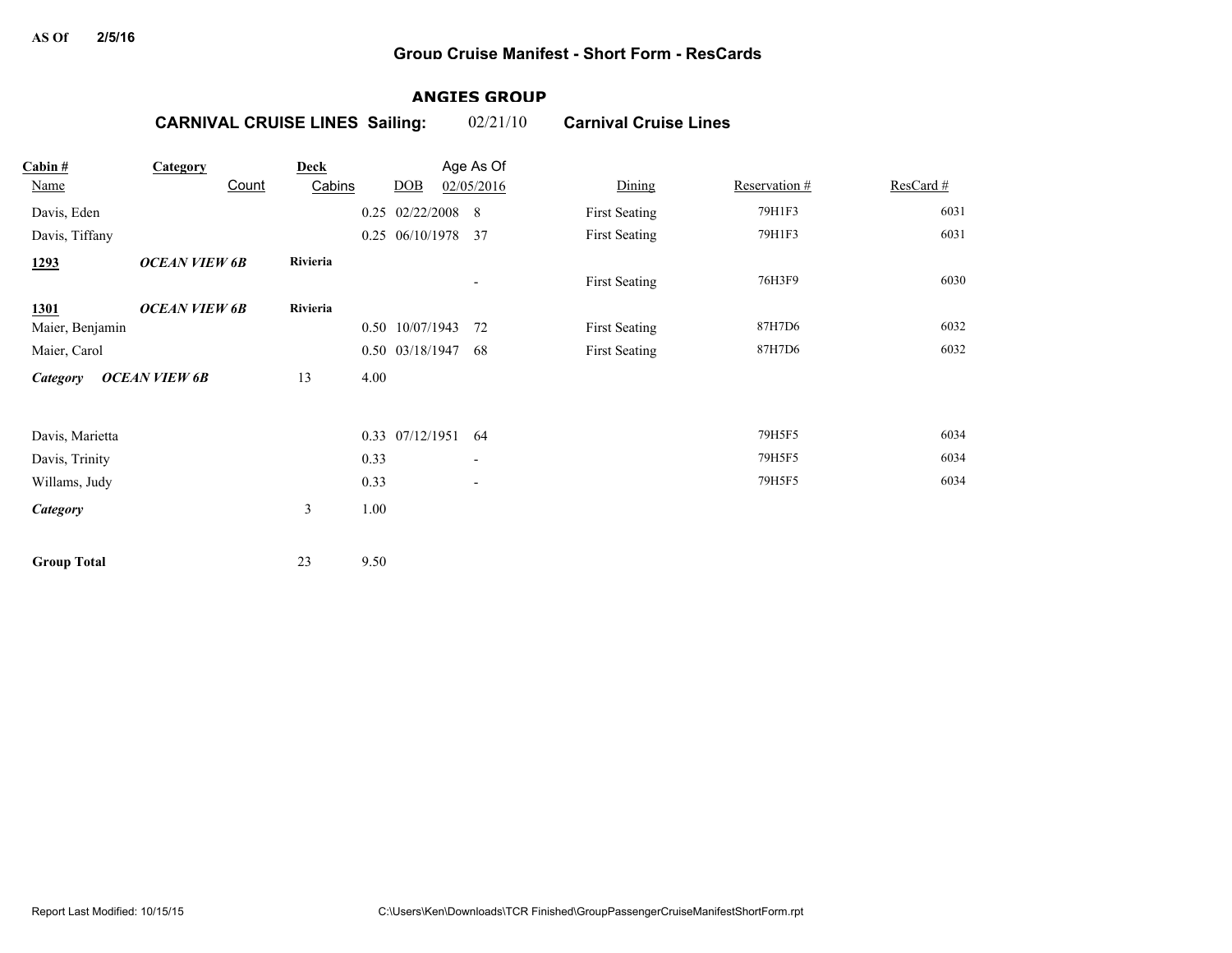AS Of 2/5/16

## Group Cruise Manifest - Short Form - ResCards

### ANGIES GROUP

### CARNIVAL CRUISE LINES Sailing: 02/21/10 Carnival Cruise Lines

| Cabin # / Name | Category / Count | Deck / Cabins | DOB | Age As Of 02/05/2016 | Dining | Reservation # | ResCard # |
| --- | --- | --- | --- | --- | --- | --- | --- |
| Davis, Eden | | 0.25 | 02/22/2008 | 8 | First Seating | 79H1F3 | 6031 |
| Davis, Tiffany | | 0.25 | 06/10/1978 | 37 | First Seating | 79H1F3 | 6031 |
| **1293** | ***OCEAN VIEW 6B*** | **Rivieria** | | | | | |
| | | | | - | First Seating | 76H3F9 | 6030 |
| **1301** | ***OCEAN VIEW 6B*** | **Rivieria** | | | | | |
| Maier, Benjamin | | 0.50 | 10/07/1943 | 72 | First Seating | 87H7D6 | 6032 |
| Maier, Carol | | 0.50 | 03/18/1947 | 68 | First Seating | 87H7D6 | 6032 |
| ***Category OCEAN VIEW 6B*** | 13 | 4.00 | | | | | |
| Davis, Marietta | | 0.33 | 07/12/1951 | 64 | | 79H5F5 | 6034 |
| Davis, Trinity | | 0.33 | | - | | 79H5F5 | 6034 |
| Willams, Judy | | 0.33 | | - | | 79H5F5 | 6034 |
| ***Category*** | 3 | 1.00 | | | | | |
| **Group Total** | 23 | 9.50 | | | | | |

Report Last Modified: 10/15/15 C:\Users\Ken\Downloads\TCR Finished\GroupPassengerCruiseManifestShortForm.rpt